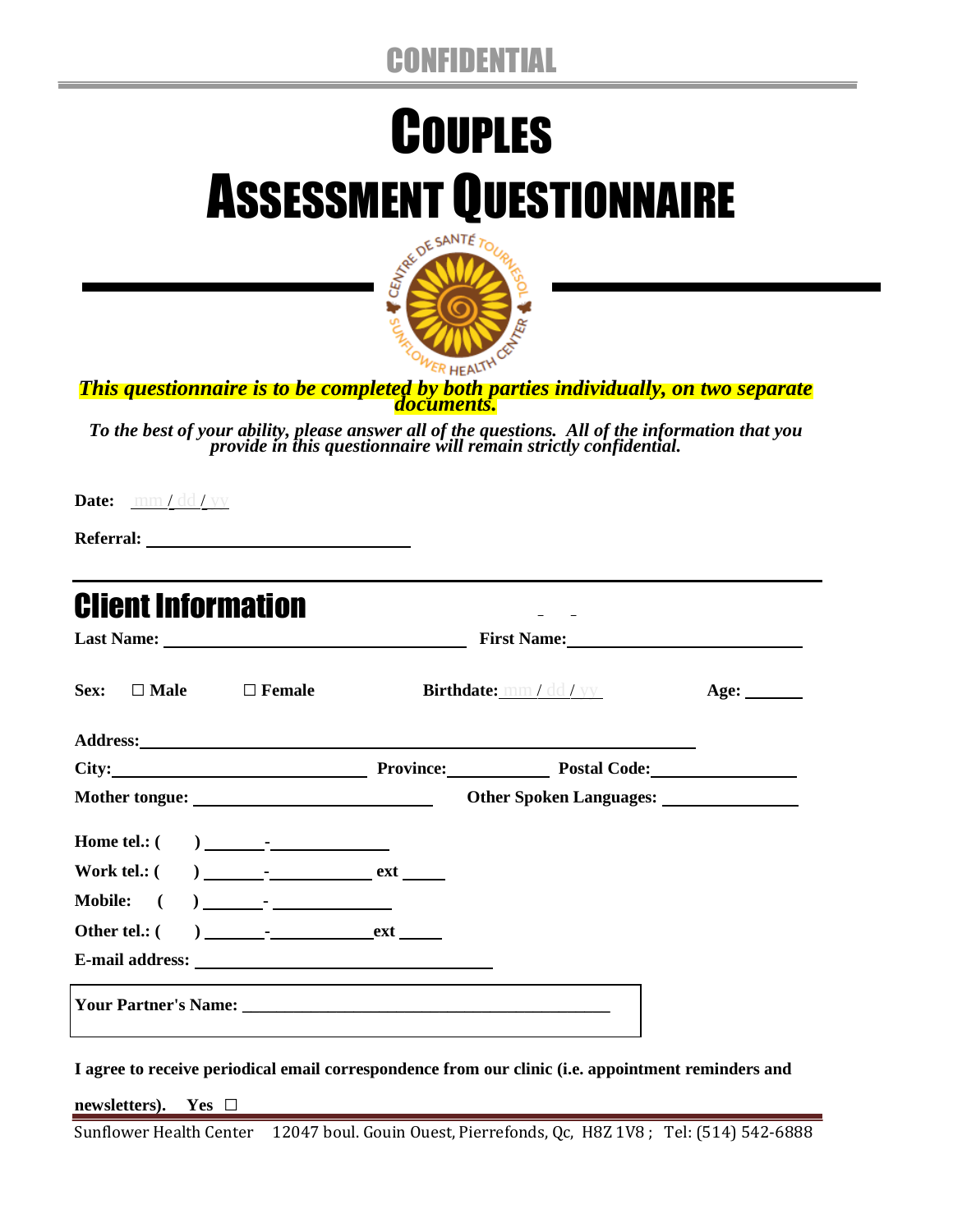CONFIDENTIAL

# COUPLES ASSESSMENT QUESTIONNAIRE

***This questionnaire is to be completed by both parties individually, on two separate documents.***

***To the best of your ability, please answer all of the questions. All of the information that you provide in this questionnaire will remain strictly confidential.***

**Date:** mm / dd / yy

**Referral:** ______________________________

## Client Information

**Last Name:** ______________________________ **First Name:** ______________________________

**Sex:** ☐ **Male** ☐ **Female** **Birthdate:** mm / dd / yy **Age:** ______

**Address:** ____________________________________________________________

**City:** ______________________ **Province:** __________ **Postal Code:** ______________

**Mother tongue:** ______________________ **Other Spoken Languages:** ______________

**Home tel.:** ( ) ______-____________

**Work tel.:** ( ) ______-____________ **ext** _____

**Mobile:** ( ) ______-____________

**Other tel.:** ( ) ______-____________ **ext** _____

**E-mail address:** ______________________________

**Your Partner's Name:** ______________________________________

**I agree to receive periodical email correspondence from our clinic (i.e. appointment reminders and newsletters). Yes** ☐

Sunflower Health Center 12047 boul. Gouin Ouest, Pierrefonds, Qc, H8Z 1V8 ; Tel: (514) 542-6888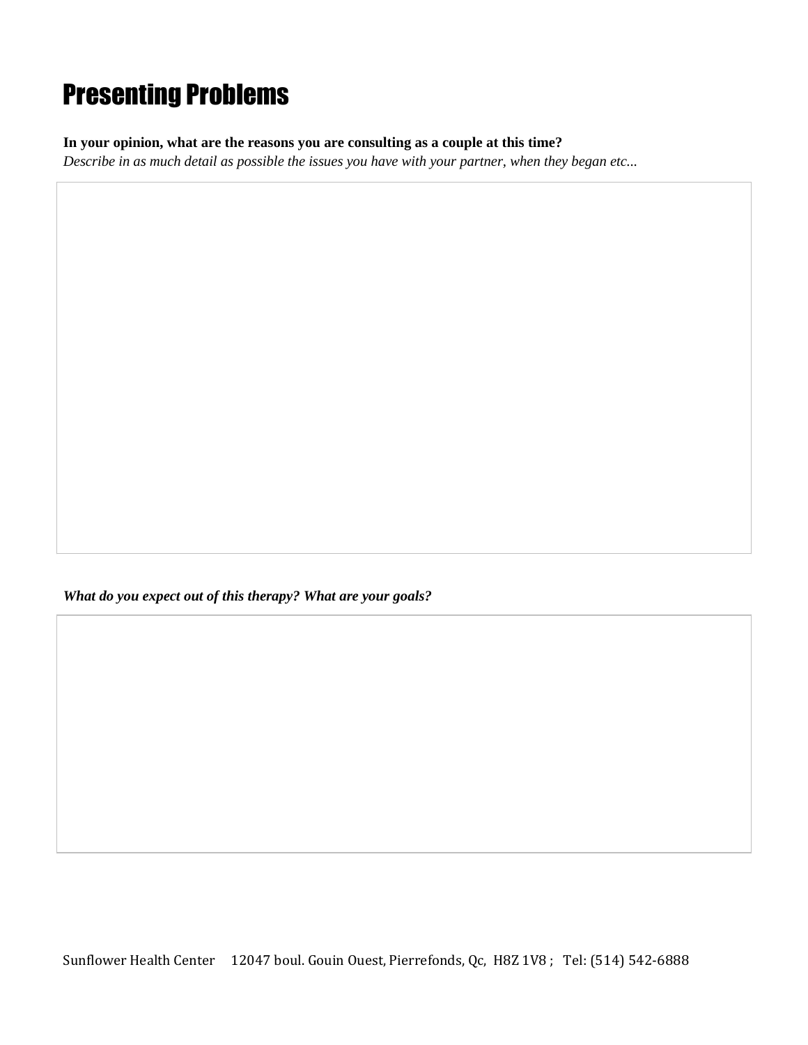# Presenting Problems

**In your opinion, what are the reasons you are consulting as a couple at this time?**

*Describe in as much detail as possible the issues you have with your partner, when they began etc...*

***What do you expect out of this therapy? What are your goals?***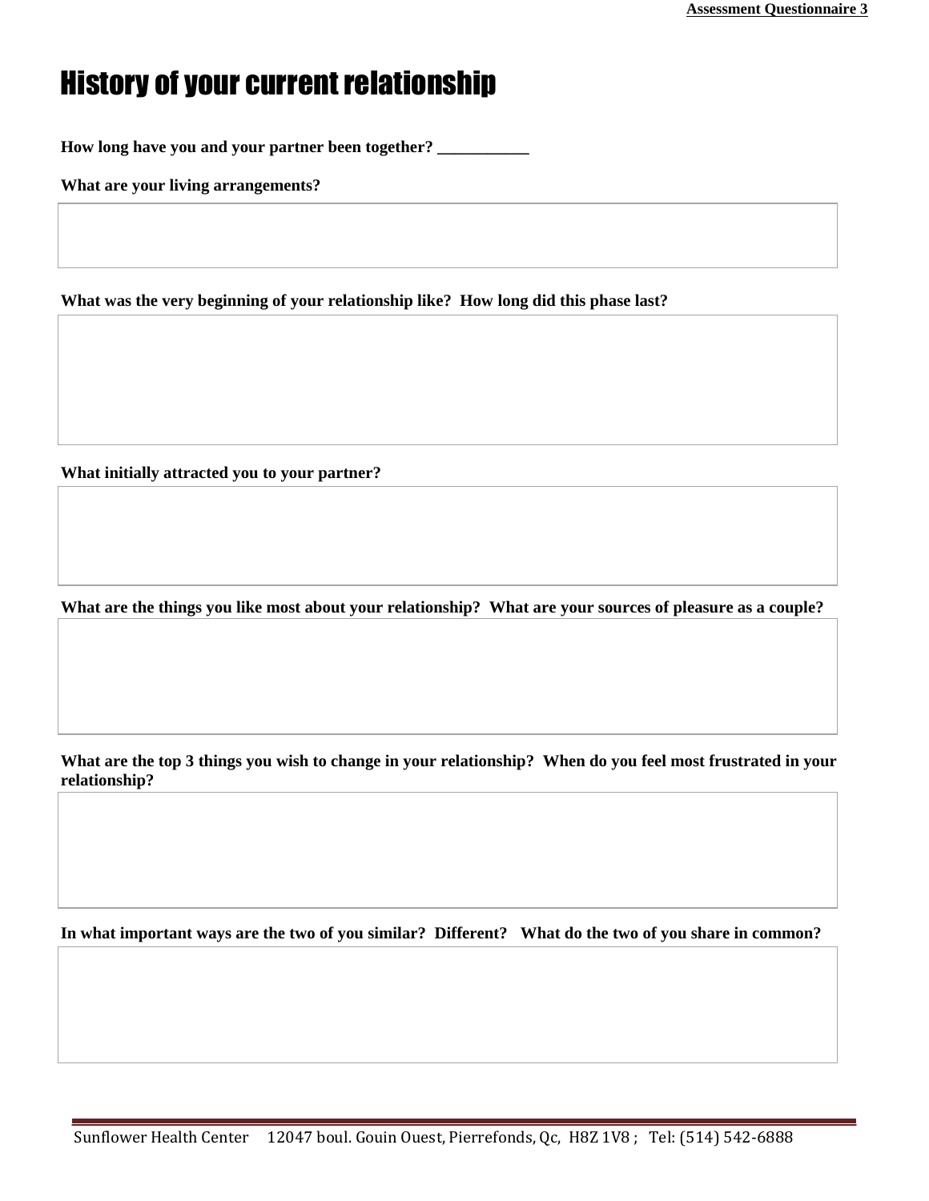# History of your current relationship

**How long have you and your partner been together? ___________**

**What are your living arrangements?**

**What was the very beginning of your relationship like? How long did this phase last?**

**What initially attracted you to your partner?**

**What are the things you like most about your relationship? What are your sources of pleasure as a couple?**

**What are the top 3 things you wish to change in your relationship? When do you feel most frustrated in your relationship?**

**In what important ways are the two of you similar? Different? What do the two of you share in common?**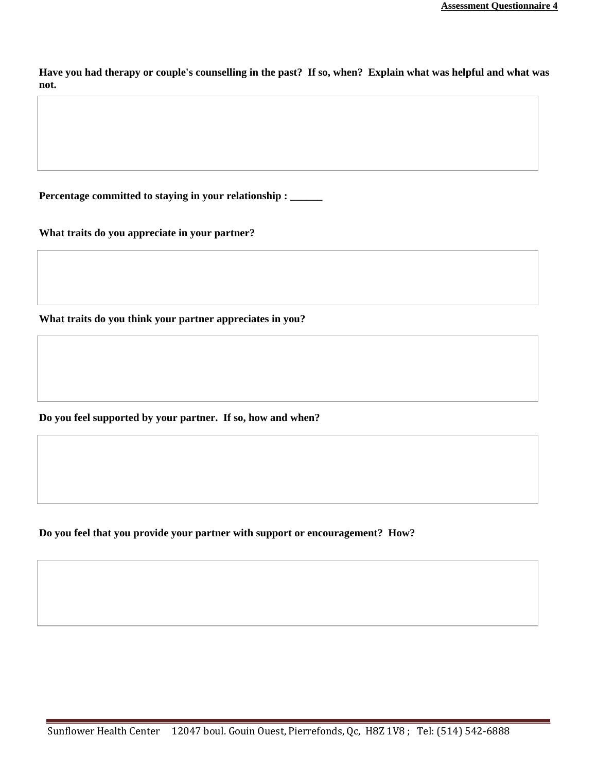**Have you had therapy or couple's counselling in the past? If so, when? Explain what was helpful and what was not.**

**Percentage committed to staying in your relationship : ______**

**What traits do you appreciate in your partner?**

**What traits do you think your partner appreciates in you?**

**Do you feel supported by your partner. If so, how and when?**

**Do you feel that you provide your partner with support or encouragement? How?**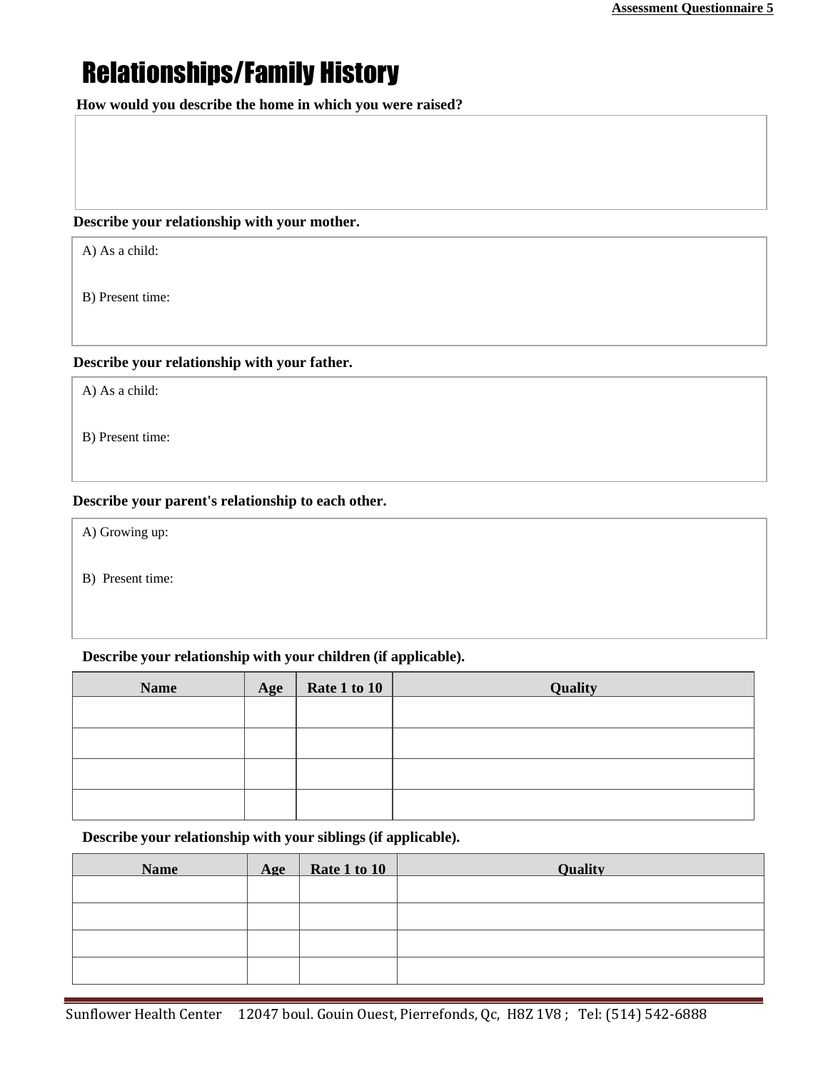# Relationships/Family History

**How would you describe the home in which you were raised?**

**Describe your relationship with your mother.**

A) As a child:

B) Present time:

**Describe your relationship with your father.**

A) As a child:

B) Present time:

**Describe your parent's relationship to each other.**

A) Growing up:

B) Present time:

**Describe your relationship with your children (if applicable).**

| Name | Age | Rate 1 to 10 | Quality |
|---|---|---|---|
| | | | |
| | | | |
| | | | |
| | | | |

**Describe your relationship with your siblings (if applicable).**

| Name | Age | Rate 1 to 10 | Quality |
|---|---|---|---|
| | | | |
| | | | |
| | | | |
| | | | |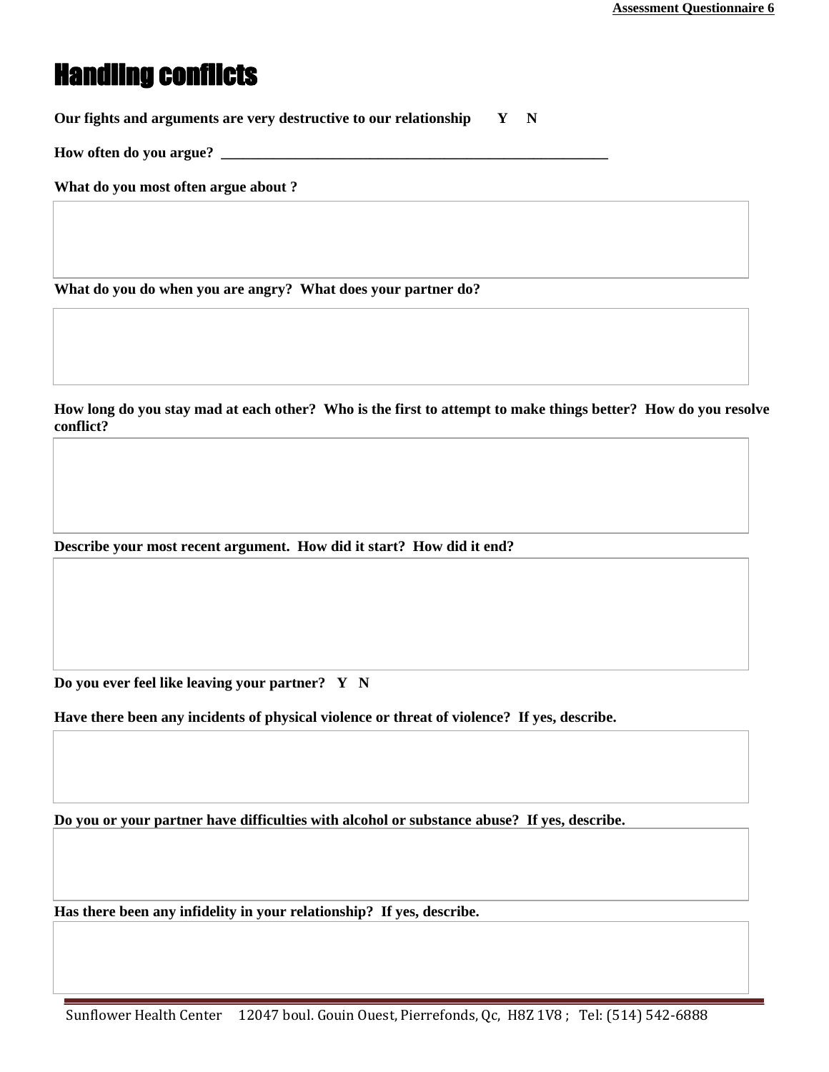# Handling conflicts

**Our fights and arguments are very destructive to our relationship Y N**

**How often do you argue? _______________________________________________**

**What do you most often argue about ?**

**What do you do when you are angry? What does your partner do?**

**How long do you stay mad at each other? Who is the first to attempt to make things better? How do you resolve conflict?**

**Describe your most recent argument. How did it start? How did it end?**

**Do you ever feel like leaving your partner? Y N**

**Have there been any incidents of physical violence or threat of violence? If yes, describe.**

**Do you or your partner have difficulties with alcohol or substance abuse? If yes, describe.**

**Has there been any infidelity in your relationship? If yes, describe.**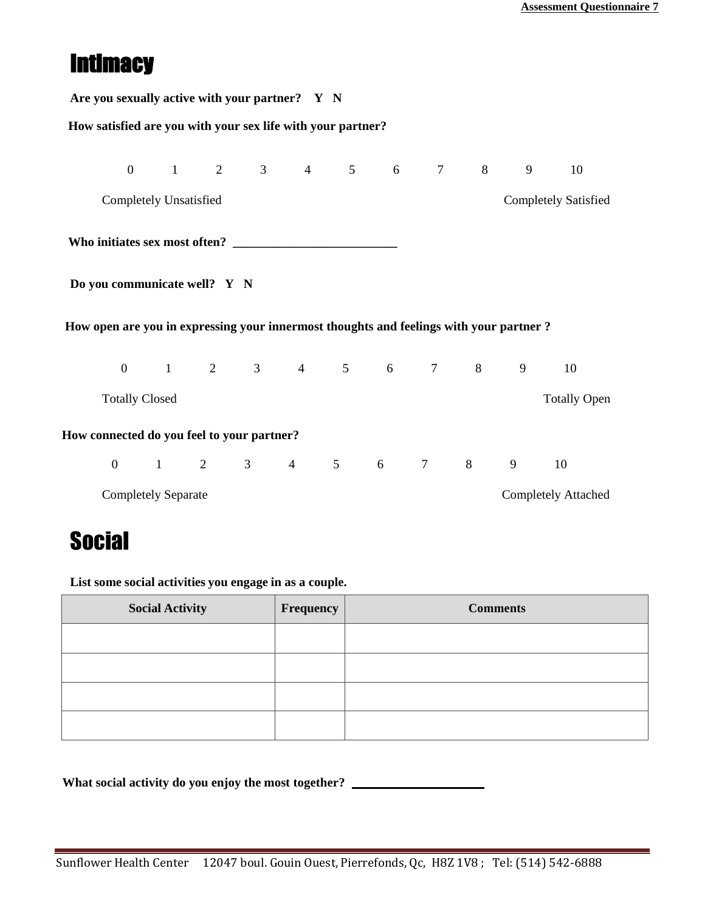# Intimacy

**Are you sexually active with your partner? Y N**

**How satisfied are you with your sex life with your partner?**

0 1 2 3 4 5 6 7 8 9 10

Completely Unsatisfied — Completely Satisfied

**Who initiates sex most often? ___________________________**

**Do you communicate well? Y N**

**How open are you in expressing your innermost thoughts and feelings with your partner ?**

0 1 2 3 4 5 6 7 8 9 10

Totally Closed — Totally Open

**How connected do you feel to your partner?**

0 1 2 3 4 5 6 7 8 9 10

Completely Separate — Completely Attached

# Social

**List some social activities you engage in as a couple.**

| Social Activity | Frequency | Comments |
| --- | --- | --- |
| | | |
| | | |
| | | |
| | | |

**What social activity do you enjoy the most together? ______________________**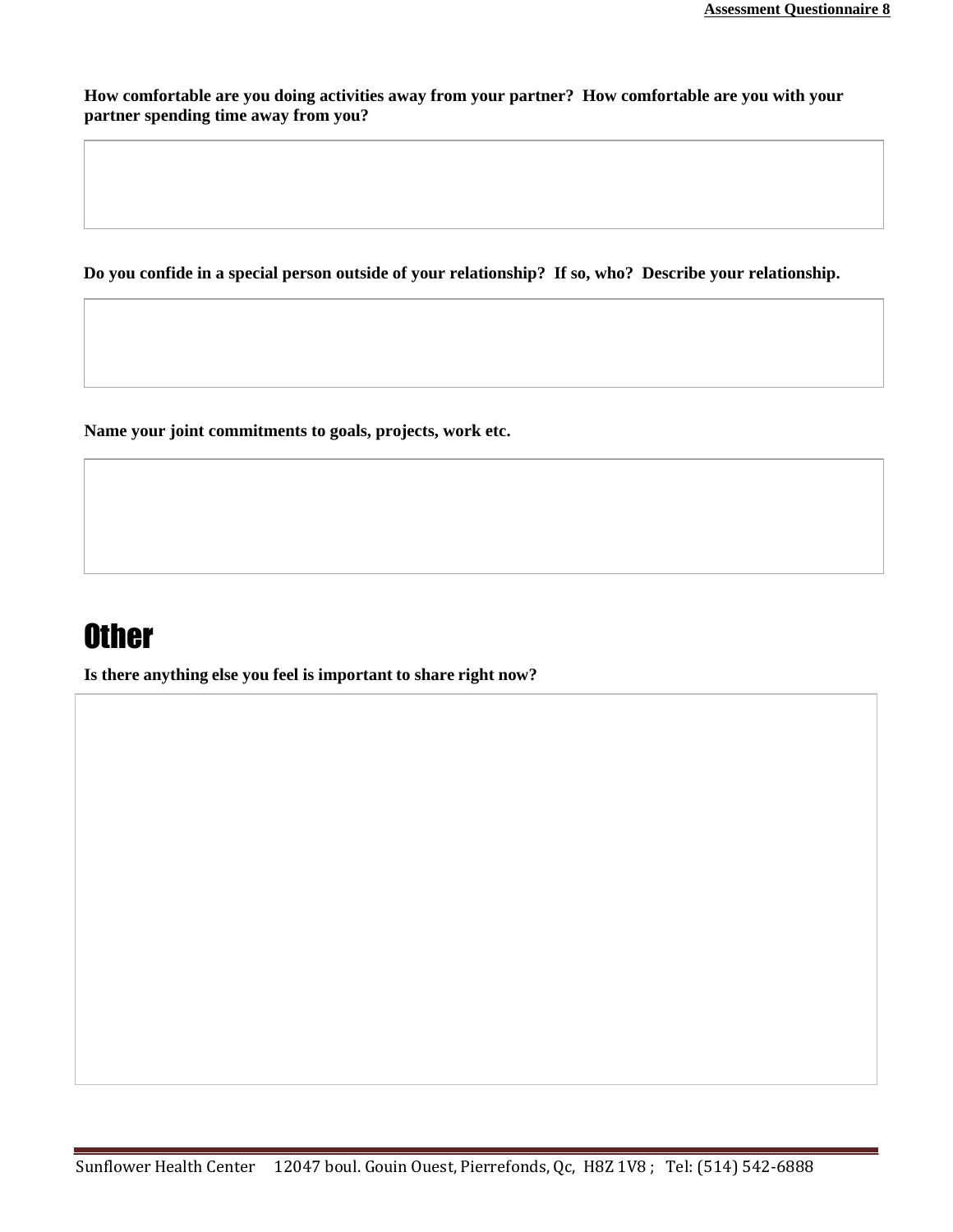**How comfortable are you doing activities away from your partner? How comfortable are you with your partner spending time away from you?**

**Do you confide in a special person outside of your relationship? If so, who? Describe your relationship.**

**Name your joint commitments to goals, projects, work etc.**

# Other

**Is there anything else you feel is important to share right now?**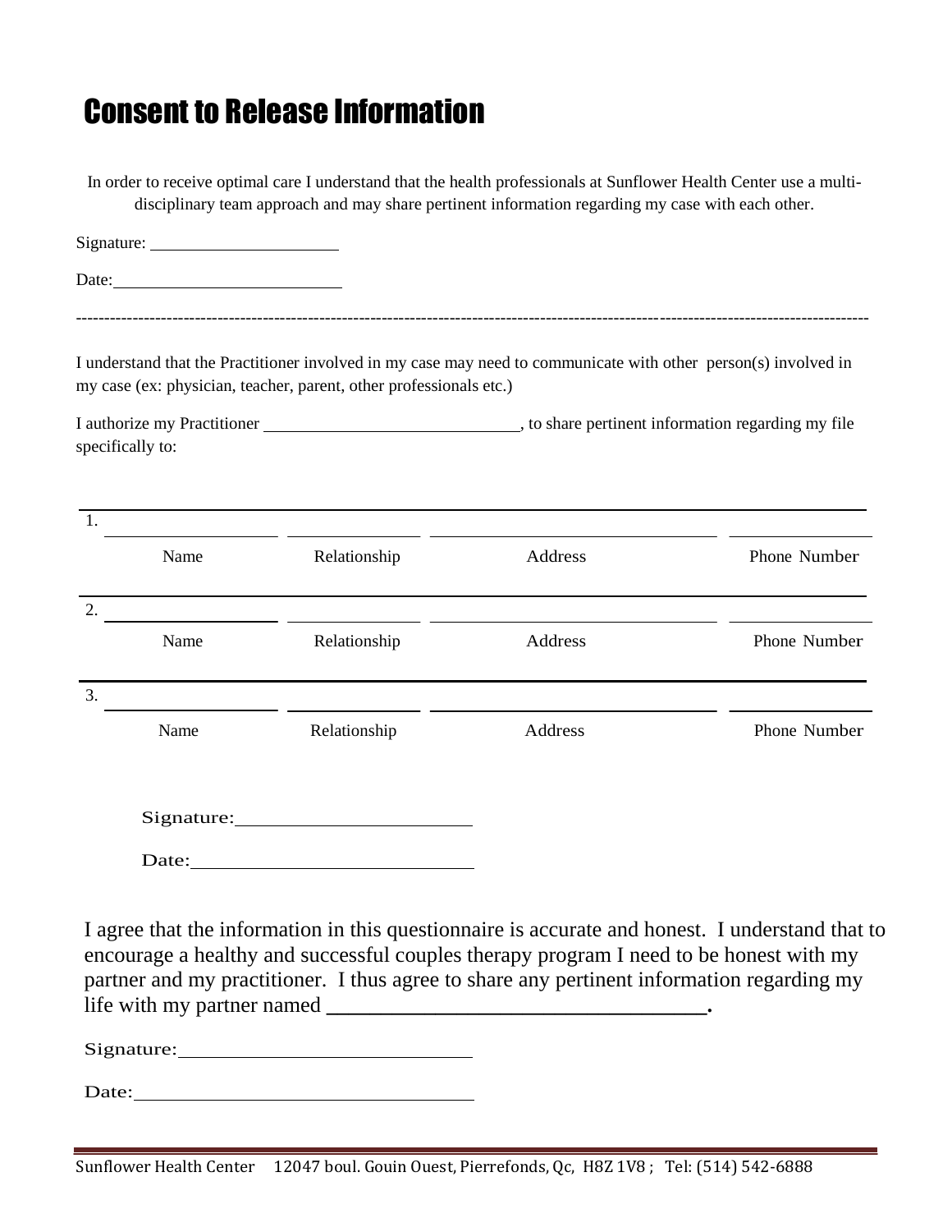# Consent to Release Information

In order to receive optimal care I understand that the health professionals at Sunflower Health Center use a multi-disciplinary team approach and may share pertinent information regarding my case with each other.

Signature: ____________________

Date: ________________________

---

I understand that the Practitioner involved in my case may need to communicate with other person(s) involved in my case (ex: physician, teacher, parent, other professionals etc.)

I authorize my Practitioner ____________________________, to share pertinent information regarding my file specifically to:

| | | | | |
|---|---|---|---|---|
| 1. | Name | Relationship | Address | Phone Number |
| 2. | Name | Relationship | Address | Phone Number |
| 3. | Name | Relationship | Address | Phone Number |

Signature: ______________________

Date: __________________________

I agree that the information in this questionnaire is accurate and honest. I understand that to encourage a healthy and successful couples therapy program I need to be honest with my partner and my practitioner. I thus agree to share any pertinent information regarding my life with my partner named **________________________________.**

Signature: __________________________

Date: ______________________________

Sunflower Health Center 12047 boul. Gouin Ouest, Pierrefonds, Qc, H8Z 1V8 ; Tel: (514) 542-6888